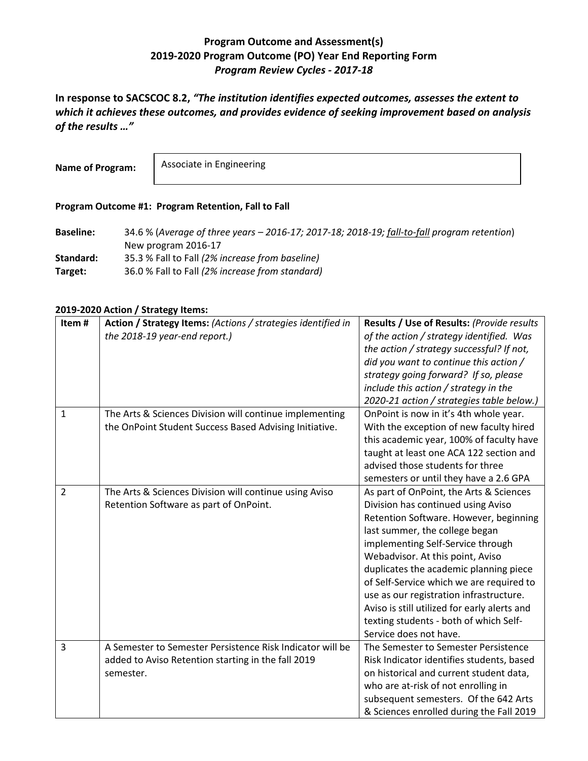**Program Outcome and Assessment(s)**
**2019-2020 Program Outcome (PO) Year End Reporting Form**
***Program Review Cycles - 2017-18***

**In response to SACSCOC 8.2, *"The institution identifies expected outcomes, assesses the extent to which it achieves these outcomes, and provides evidence of seeking improvement based on analysis of the results …"***

**Name of Program:** Associate in Engineering

**Program Outcome #1: Program Retention, Fall to Fall**

**Baseline:** 34.6 % (*Average of three years – 2016-17; 2017-18; 2018-19; fall-to-fall program retention*)
New program 2016-17
**Standard:** 35.3 % Fall to Fall *(2% increase from baseline)*
**Target:** 36.0 % Fall to Fall *(2% increase from standard)*

**2019-2020 Action / Strategy Items:**

| Item # | **Action / Strategy Items:** *(Actions / strategies identified in the 2018-19 year-end report.)* | **Results / Use of Results:** *(Provide results of the action / strategy identified. Was the action / strategy successful? If not, did you want to continue this action / strategy going forward? If so, please include this action / strategy in the 2020-21 action / strategies table below.)* |
|---|---|---|
| 1 | The Arts & Sciences Division will continue implementing the OnPoint Student Success Based Advising Initiative. | OnPoint is now in it's 4th whole year. With the exception of new faculty hired this academic year, 100% of faculty have taught at least one ACA 122 section and advised those students for three semesters or until they have a 2.6 GPA |
| 2 | The Arts & Sciences Division will continue using Aviso Retention Software as part of OnPoint. | As part of OnPoint, the Arts & Sciences Division has continued using Aviso Retention Software. However, beginning last summer, the college began implementing Self-Service through Webadvisor. At this point, Aviso duplicates the academic planning piece of Self-Service which we are required to use as our registration infrastructure. Aviso is still utilized for early alerts and texting students - both of which Self-Service does not have. |
| 3 | A Semester to Semester Persistence Risk Indicator will be added to Aviso Retention starting in the fall 2019 semester. | The Semester to Semester Persistence Risk Indicator identifies students, based on historical and current student data, who are at-risk of not enrolling in subsequent semesters. Of the 642 Arts & Sciences enrolled during the Fall 2019 |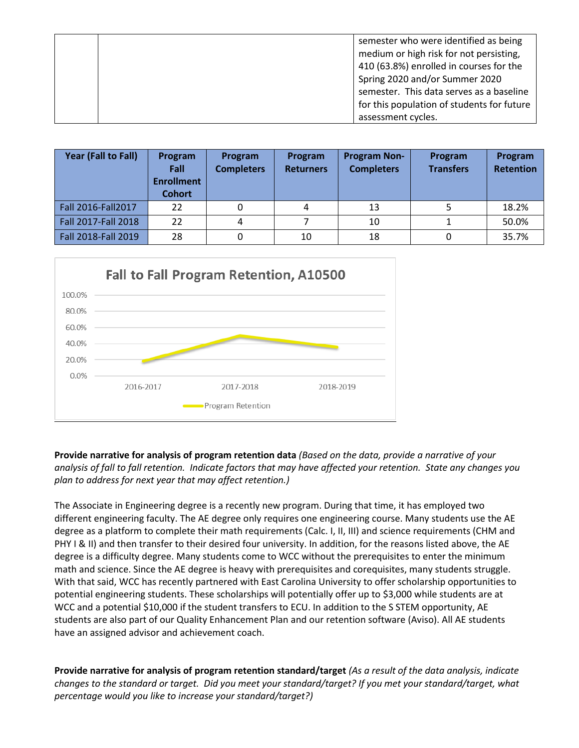| | | semester who were identified as being medium or high risk for not persisting, 410 (63.8%) enrolled in courses for the Spring 2020 and/or Summer 2020 semester. This data serves as a baseline for this population of students for future assessment cycles. |
|---|---|---|

| Year (Fall to Fall) | Program Fall Enrollment Cohort | Program Completers | Program Returners | Program Non-Completers | Program Transfers | Program Retention |
|---|---|---|---|---|---|---|
| Fall 2016-Fall2017 | 22 | 0 | 4 | 13 | 5 | 18.2% |
| Fall 2017-Fall 2018 | 22 | 4 | 7 | 10 | 1 | 50.0% |
| Fall 2018-Fall 2019 | 28 | 0 | 10 | 18 | 0 | 35.7% |

**Fall to Fall Program Retention, A10500**

| Year | Program Retention |
|---|---|
| 2016-2017 | 18.2% |
| 2017-2018 | 50.0% |
| 2018-2019 | 35.7% |

**Provide narrative for analysis of program retention data** *(Based on the data, provide a narrative of your analysis of fall to fall retention. Indicate factors that may have affected your retention. State any changes you plan to address for next year that may affect retention.)*

The Associate in Engineering degree is a recently new program. During that time, it has employed two different engineering faculty. The AE degree only requires one engineering course. Many students use the AE degree as a platform to complete their math requirements (Calc. I, II, III) and science requirements (CHM and PHY I & II) and then transfer to their desired four university. In addition, for the reasons listed above, the AE degree is a difficulty degree. Many students come to WCC without the prerequisites to enter the minimum math and science. Since the AE degree is heavy with prerequisites and corequisites, many students struggle. With that said, WCC has recently partnered with East Carolina University to offer scholarship opportunities to potential engineering students. These scholarships will potentially offer up to $3,000 while students are at WCC and a potential $10,000 if the student transfers to ECU. In addition to the S STEM opportunity, AE students are also part of our Quality Enhancement Plan and our retention software (Aviso). All AE students have an assigned advisor and achievement coach.

**Provide narrative for analysis of program retention standard/target** *(As a result of the data analysis, indicate changes to the standard or target. Did you meet your standard/target? If you met your standard/target, what percentage would you like to increase your standard/target?)*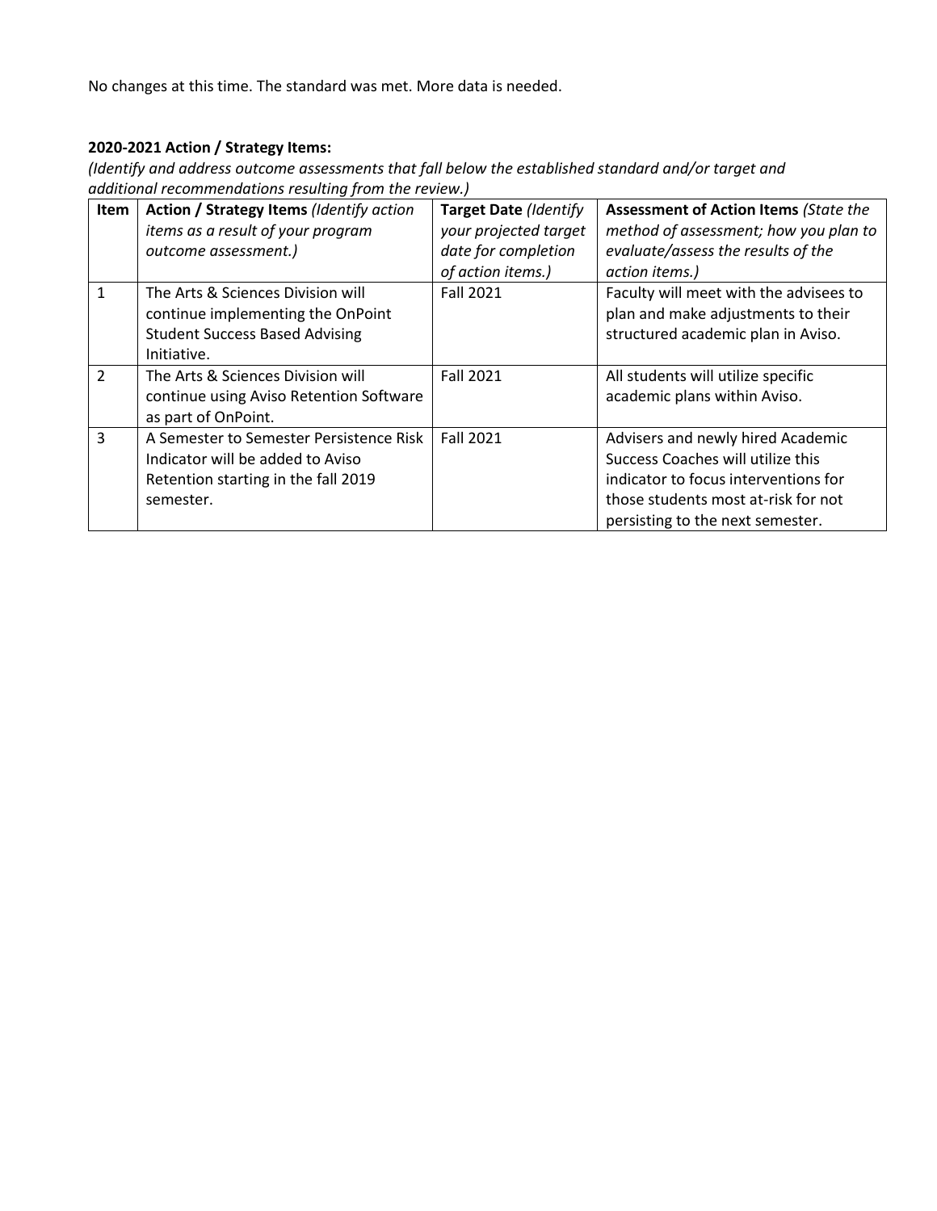No changes at this time. The standard was met. More data is needed.

**2020-2021 Action / Strategy Items:**

*(Identify and address outcome assessments that fall below the established standard and/or target and additional recommendations resulting from the review.)*

| Item | **Action / Strategy Items** *(Identify action items as a result of your program outcome assessment.)* | **Target Date** *(Identify your projected target date for completion of action items.)* | **Assessment of Action Items** *(State the method of assessment; how you plan to evaluate/assess the results of the action items.)* |
|---|---|---|---|
| 1 | The Arts & Sciences Division will continue implementing the OnPoint Student Success Based Advising Initiative. | Fall 2021 | Faculty will meet with the advisees to plan and make adjustments to their structured academic plan in Aviso. |
| 2 | The Arts & Sciences Division will continue using Aviso Retention Software as part of OnPoint. | Fall 2021 | All students will utilize specific academic plans within Aviso. |
| 3 | A Semester to Semester Persistence Risk Indicator will be added to Aviso Retention starting in the fall 2019 semester. | Fall 2021 | Advisers and newly hired Academic Success Coaches will utilize this indicator to focus interventions for those students most at-risk for not persisting to the next semester. |